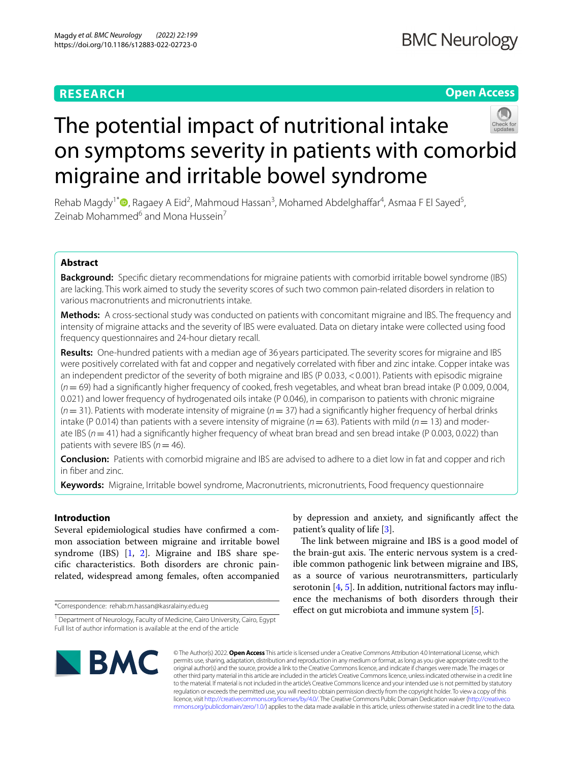RESEARCH

Open Access

# The potential impact of nutritional intake on symptoms severity in patients with comorbid migraine and irritable bowel syndrome

Rehab Magdy[1*], Ragaey A Eid[2], Mahmoud Hassan[3], Mohamed Abdelghaffar[4], Asmaa F El Sayed[5], Zeinab Mohammed[6] and Mona Hussein[7]

## Abstract

**Background:** Specific dietary recommendations for migraine patients with comorbid irritable bowel syndrome (IBS) are lacking. This work aimed to study the severity scores of such two common pain-related disorders in relation to various macronutrients and micronutrients intake.

**Methods:** A cross-sectional study was conducted on patients with concomitant migraine and IBS. The frequency and intensity of migraine attacks and the severity of IBS were evaluated. Data on dietary intake were collected using food frequency questionnaires and 24-hour dietary recall.

**Results:** One-hundred patients with a median age of 36 years participated. The severity scores for migraine and IBS were positively correlated with fat and copper and negatively correlated with fiber and zinc intake. Copper intake was an independent predictor of the severity of both migraine and IBS (P 0.033, <0.001). Patients with episodic migraine ($n = 69$) had a significantly higher frequency of cooked, fresh vegetables, and wheat bran bread intake (P 0.009, 0.004, 0.021) and lower frequency of hydrogenated oils intake (P 0.046), in comparison to patients with chronic migraine ($n = 31$). Patients with moderate intensity of migraine ($n = 37$) had a significantly higher frequency of herbal drinks intake (P 0.014) than patients with a severe intensity of migraine ($n = 63$). Patients with mild ($n = 13$) and moderate IBS ($n = 41$) had a significantly higher frequency of wheat bran bread and sen bread intake (P 0.003, 0.022) than patients with severe IBS ($n = 46$).

**Conclusion:** Patients with comorbid migraine and IBS are advised to adhere to a diet low in fat and copper and rich in fiber and zinc.

**Keywords:** Migraine, Irritable bowel syndrome, Macronutrients, micronutrients, Food frequency questionnaire

## Introduction

Several epidemiological studies have confirmed a common association between migraine and irritable bowel syndrome (IBS) [1, 2]. Migraine and IBS share specific characteristics. Both disorders are chronic pain-related, widespread among females, often accompanied by depression and anxiety, and significantly affect the patient's quality of life [3].

The link between migraine and IBS is a good model of the brain-gut axis. The enteric nervous system is a credible common pathogenic link between migraine and IBS, as a source of various neurotransmitters, particularly serotonin [4, 5]. In addition, nutritional factors may influence the mechanisms of both disorders through their effect on gut microbiota and immune system [5].

*Correspondence: rehab.m.hassan@kasralainy.edu.eg

[1] Department of Neurology, Faculty of Medicine, Cairo University, Cairo, Egypt
Full list of author information is available at the end of the article

© The Author(s) 2022. **Open Access** This article is licensed under a Creative Commons Attribution 4.0 International License, which permits use, sharing, adaptation, distribution and reproduction in any medium or format, as long as you give appropriate credit to the original author(s) and the source, provide a link to the Creative Commons licence, and indicate if changes were made. The images or other third party material in this article are included in the article's Creative Commons licence, unless indicated otherwise in a credit line to the material. If material is not included in the article's Creative Commons licence and your intended use is not permitted by statutory regulation or exceeds the permitted use, you will need to obtain permission directly from the copyright holder. To view a copy of this licence, visit http://creativecommons.org/licenses/by/4.0/. The Creative Commons Public Domain Dedication waiver (http://creativecommons.org/publicdomain/zero/1.0/) applies to the data made available in this article, unless otherwise stated in a credit line to the data.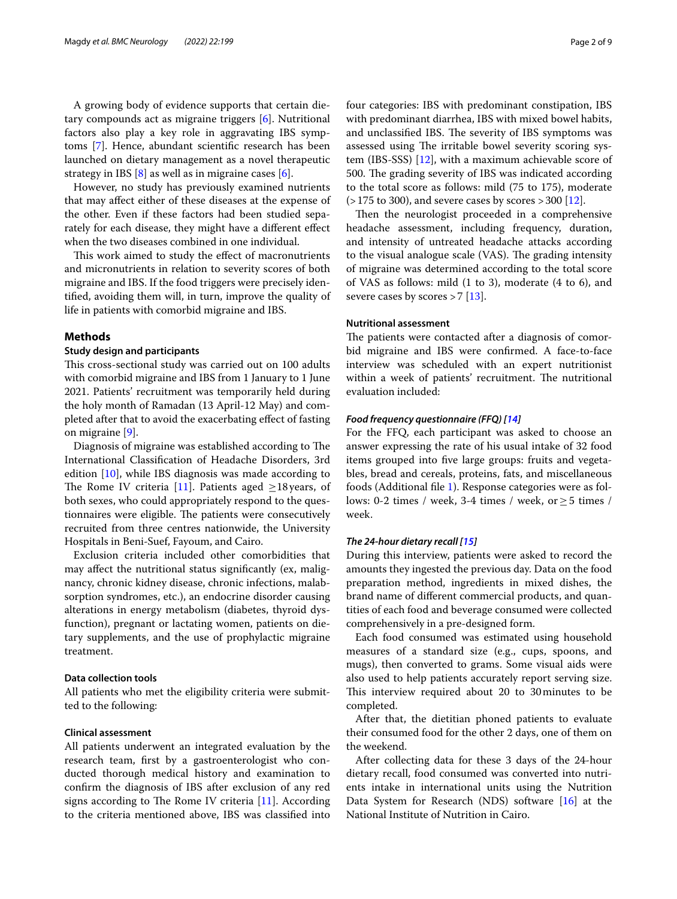A growing body of evidence supports that certain dietary compounds act as migraine triggers [6]. Nutritional factors also play a key role in aggravating IBS symptoms [7]. Hence, abundant scientific research has been launched on dietary management as a novel therapeutic strategy in IBS [8] as well as in migraine cases [6].

However, no study has previously examined nutrients that may affect either of these diseases at the expense of the other. Even if these factors had been studied separately for each disease, they might have a different effect when the two diseases combined in one individual.

This work aimed to study the effect of macronutrients and micronutrients in relation to severity scores of both migraine and IBS. If the food triggers were precisely identified, avoiding them will, in turn, improve the quality of life in patients with comorbid migraine and IBS.

## Methods

### Study design and participants

This cross-sectional study was carried out on 100 adults with comorbid migraine and IBS from 1 January to 1 June 2021. Patients' recruitment was temporarily held during the holy month of Ramadan (13 April-12 May) and completed after that to avoid the exacerbating effect of fasting on migraine [9].

Diagnosis of migraine was established according to The International Classification of Headache Disorders, 3rd edition [10], while IBS diagnosis was made according to The Rome IV criteria [11]. Patients aged $\geq$18 years, of both sexes, who could appropriately respond to the questionnaires were eligible. The patients were consecutively recruited from three centres nationwide, the University Hospitals in Beni-Suef, Fayoum, and Cairo.

Exclusion criteria included other comorbidities that may affect the nutritional status significantly (ex, malignancy, chronic kidney disease, chronic infections, malabsorption syndromes, etc.), an endocrine disorder causing alterations in energy metabolism (diabetes, thyroid dysfunction), pregnant or lactating women, patients on dietary supplements, and the use of prophylactic migraine treatment.

### Data collection tools

All patients who met the eligibility criteria were submitted to the following:

### Clinical assessment

All patients underwent an integrated evaluation by the research team, first by a gastroenterologist who conducted thorough medical history and examination to confirm the diagnosis of IBS after exclusion of any red signs according to The Rome IV criteria [11]. According to the criteria mentioned above, IBS was classified into four categories: IBS with predominant constipation, IBS with predominant diarrhea, IBS with mixed bowel habits, and unclassified IBS. The severity of IBS symptoms was assessed using The irritable bowel severity scoring system (IBS-SSS) [12], with a maximum achievable score of 500. The grading severity of IBS was indicated according to the total score as follows: mild (75 to 175), moderate (>175 to 300), and severe cases by scores >300 [12].

Then the neurologist proceeded in a comprehensive headache assessment, including frequency, duration, and intensity of untreated headache attacks according to the visual analogue scale (VAS). The grading intensity of migraine was determined according to the total score of VAS as follows: mild (1 to 3), moderate (4 to 6), and severe cases by scores >7 [13].

### Nutritional assessment

The patients were contacted after a diagnosis of comorbid migraine and IBS were confirmed. A face-to-face interview was scheduled with an expert nutritionist within a week of patients' recruitment. The nutritional evaluation included:

#### *Food frequency questionnaire (FFQ) [14]*

For the FFQ, each participant was asked to choose an answer expressing the rate of his usual intake of 32 food items grouped into five large groups: fruits and vegetables, bread and cereals, proteins, fats, and miscellaneous foods (Additional file 1). Response categories were as follows: 0-2 times / week, 3-4 times / week, or $\geq$5 times / week.

#### *The 24-hour dietary recall [15]*

During this interview, patients were asked to record the amounts they ingested the previous day. Data on the food preparation method, ingredients in mixed dishes, the brand name of different commercial products, and quantities of each food and beverage consumed were collected comprehensively in a pre-designed form.

Each food consumed was estimated using household measures of a standard size (e.g., cups, spoons, and mugs), then converted to grams. Some visual aids were also used to help patients accurately report serving size. This interview required about 20 to 30 minutes to be completed.

After that, the dietitian phoned patients to evaluate their consumed food for the other 2 days, one of them on the weekend.

After collecting data for these 3 days of the 24-hour dietary recall, food consumed was converted into nutrients intake in international units using the Nutrition Data System for Research (NDS) software [16] at the National Institute of Nutrition in Cairo.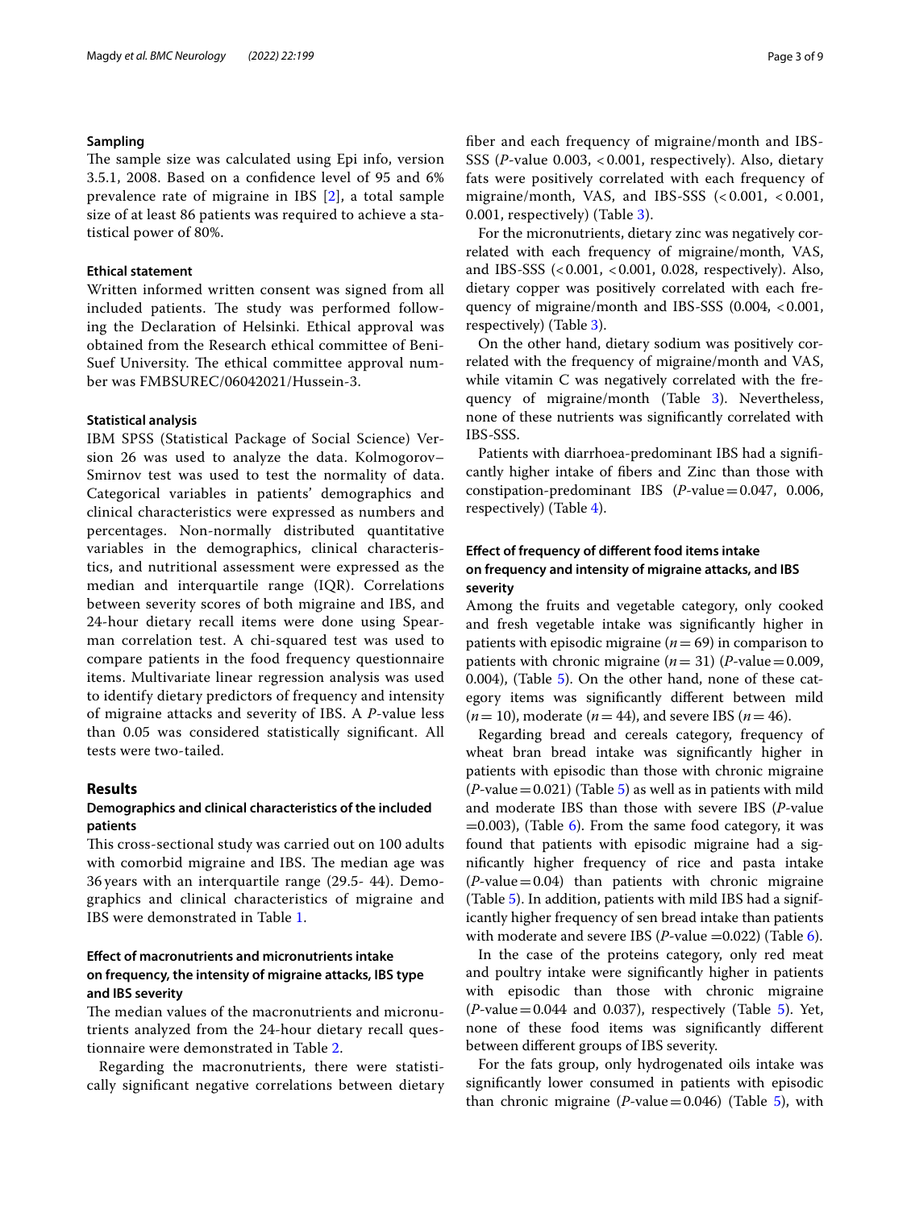### Sampling

The sample size was calculated using Epi info, version 3.5.1, 2008. Based on a confidence level of 95 and 6% prevalence rate of migraine in IBS [2], a total sample size of at least 86 patients was required to achieve a statistical power of 80%.

### Ethical statement

Written informed written consent was signed from all included patients. The study was performed following the Declaration of Helsinki. Ethical approval was obtained from the Research ethical committee of Beni-Suef University. The ethical committee approval number was FMBSUREC/06042021/Hussein-3.

### Statistical analysis

IBM SPSS (Statistical Package of Social Science) Version 26 was used to analyze the data. Kolmogorov–Smirnov test was used to test the normality of data. Categorical variables in patients' demographics and clinical characteristics were expressed as numbers and percentages. Non-normally distributed quantitative variables in the demographics, clinical characteristics, and nutritional assessment were expressed as the median and interquartile range (IQR). Correlations between severity scores of both migraine and IBS, and 24-hour dietary recall items were done using Spearman correlation test. A chi-squared test was used to compare patients in the food frequency questionnaire items. Multivariate linear regression analysis was used to identify dietary predictors of frequency and intensity of migraine attacks and severity of IBS. A *P*-value less than 0.05 was considered statistically significant. All tests were two-tailed.

## Results

### Demographics and clinical characteristics of the included patients

This cross-sectional study was carried out on 100 adults with comorbid migraine and IBS. The median age was 36 years with an interquartile range (29.5- 44). Demographics and clinical characteristics of migraine and IBS were demonstrated in Table 1.

### Effect of macronutrients and micronutrients intake on frequency, the intensity of migraine attacks, IBS type and IBS severity

The median values of the macronutrients and micronutrients analyzed from the 24-hour dietary recall questionnaire were demonstrated in Table 2.

Regarding the macronutrients, there were statistically significant negative correlations between dietary fiber and each frequency of migraine/month and IBS-SSS (*P*-value 0.003, <0.001, respectively). Also, dietary fats were positively correlated with each frequency of migraine/month, VAS, and IBS-SSS (<0.001, <0.001, 0.001, respectively) (Table 3).

For the micronutrients, dietary zinc was negatively correlated with each frequency of migraine/month, VAS, and IBS-SSS (<0.001, <0.001, 0.028, respectively). Also, dietary copper was positively correlated with each frequency of migraine/month and IBS-SSS (0.004, <0.001, respectively) (Table 3).

On the other hand, dietary sodium was positively correlated with the frequency of migraine/month and VAS, while vitamin C was negatively correlated with the frequency of migraine/month (Table 3). Nevertheless, none of these nutrients was significantly correlated with IBS-SSS.

Patients with diarrhoea-predominant IBS had a significantly higher intake of fibers and Zinc than those with constipation-predominant IBS (*P*-value = 0.047, 0.006, respectively) (Table 4).

### Effect of frequency of different food items intake on frequency and intensity of migraine attacks, and IBS severity

Among the fruits and vegetable category, only cooked and fresh vegetable intake was significantly higher in patients with episodic migraine ($n = 69$) in comparison to patients with chronic migraine ($n = 31$) (*P*-value = 0.009, 0.004), (Table 5). On the other hand, none of these category items was significantly different between mild ($n = 10$), moderate ($n = 44$), and severe IBS ($n = 46$).

Regarding bread and cereals category, frequency of wheat bran bread intake was significantly higher in patients with episodic than those with chronic migraine (*P*-value = 0.021) (Table 5) as well as in patients with mild and moderate IBS than those with severe IBS (*P*-value = 0.003), (Table 6). From the same food category, it was found that patients with episodic migraine had a significantly higher frequency of rice and pasta intake (*P*-value = 0.04) than patients with chronic migraine (Table 5). In addition, patients with mild IBS had a significantly higher frequency of sen bread intake than patients with moderate and severe IBS (*P*-value = 0.022) (Table 6).

In the case of the proteins category, only red meat and poultry intake were significantly higher in patients with episodic than those with chronic migraine (*P*-value = 0.044 and 0.037), respectively (Table 5). Yet, none of these food items was significantly different between different groups of IBS severity.

For the fats group, only hydrogenated oils intake was significantly lower consumed in patients with episodic than chronic migraine (*P*-value = 0.046) (Table 5), with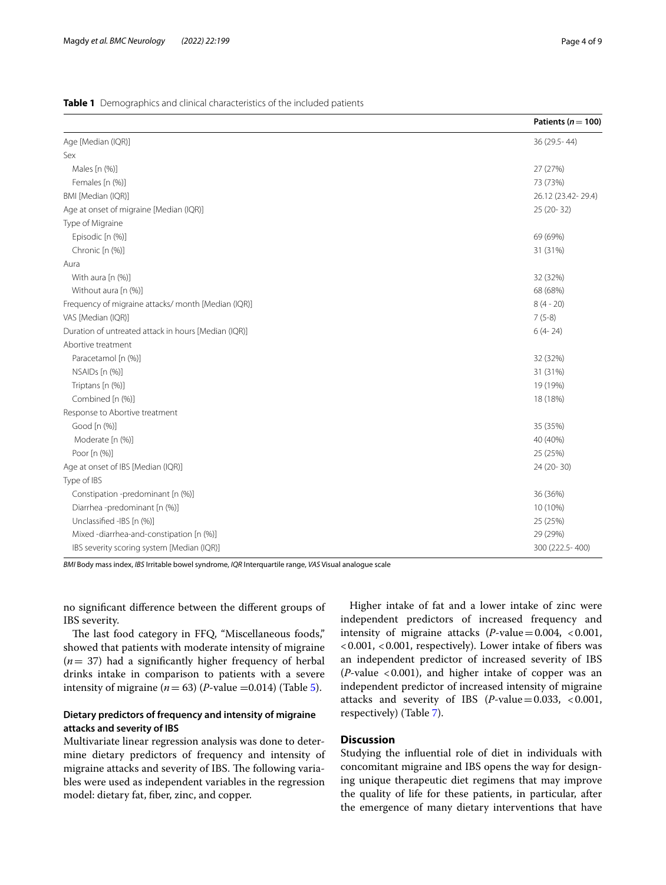**Table 1** Demographics and clinical characteristics of the included patients

| | Patients (n = 100) |
|---|---|
| Age [Median (IQR)] | 36 (29.5- 44) |
| Sex | |
| Males [n (%)] | 27 (27%) |
| Females [n (%)] | 73 (73%) |
| BMI [Median (IQR)] | 26.12 (23.42- 29.4) |
| Age at onset of migraine [Median (IQR)] | 25 (20- 32) |
| Type of Migraine | |
| Episodic [n (%)] | 69 (69%) |
| Chronic [n (%)] | 31 (31%) |
| Aura | |
| With aura [n (%)] | 32 (32%) |
| Without aura [n (%)] | 68 (68%) |
| Frequency of migraine attacks/ month [Median (IQR)] | 8 (4 - 20) |
| VAS [Median (IQR)] | 7 (5-8) |
| Duration of untreated attack in hours [Median (IQR)] | 6 (4- 24) |
| Abortive treatment | |
| Paracetamol [n (%)] | 32 (32%) |
| NSAIDs [n (%)] | 31 (31%) |
| Triptans [n (%)] | 19 (19%) |
| Combined [n (%)] | 18 (18%) |
| Response to Abortive treatment | |
| Good [n (%)] | 35 (35%) |
| Moderate [n (%)] | 40 (40%) |
| Poor [n (%)] | 25 (25%) |
| Age at onset of IBS [Median (IQR)] | 24 (20- 30) |
| Type of IBS | |
| Constipation -predominant [n (%)] | 36 (36%) |
| Diarrhea -predominant [n (%)] | 10 (10%) |
| Unclassified -IBS [n (%)] | 25 (25%) |
| Mixed -diarrhea-and-constipation [n (%)] | 29 (29%) |
| IBS severity scoring system [Median (IQR)] | 300 (222.5- 400) |

*BMI* Body mass index, *IBS* Irritable bowel syndrome, *IQR* Interquartile range, *VAS* Visual analogue scale

no significant difference between the different groups of IBS severity.

The last food category in FFQ, "Miscellaneous foods," showed that patients with moderate intensity of migraine ($n = 37$) had a significantly higher frequency of herbal drinks intake in comparison to patients with a severe intensity of migraine ($n = 63$) ($P$-value $= 0.014$) (Table 5).

### Dietary predictors of frequency and intensity of migraine attacks and severity of IBS

Multivariate linear regression analysis was done to determine dietary predictors of frequency and intensity of migraine attacks and severity of IBS. The following variables were used as independent variables in the regression model: dietary fat, fiber, zinc, and copper.

Higher intake of fat and a lower intake of zinc were independent predictors of increased frequency and intensity of migraine attacks ($P$-value $= 0.004$, $< 0.001$, $< 0.001$, $< 0.001$, respectively). Lower intake of fibers was an independent predictor of increased severity of IBS ($P$-value $< 0.001$), and higher intake of copper was an independent predictor of increased intensity of migraine attacks and severity of IBS ($P$-value $= 0.033$, $< 0.001$, respectively) (Table 7).

## Discussion

Studying the influential role of diet in individuals with concomitant migraine and IBS opens the way for designing unique therapeutic diet regimens that may improve the quality of life for these patients, in particular, after the emergence of many dietary interventions that have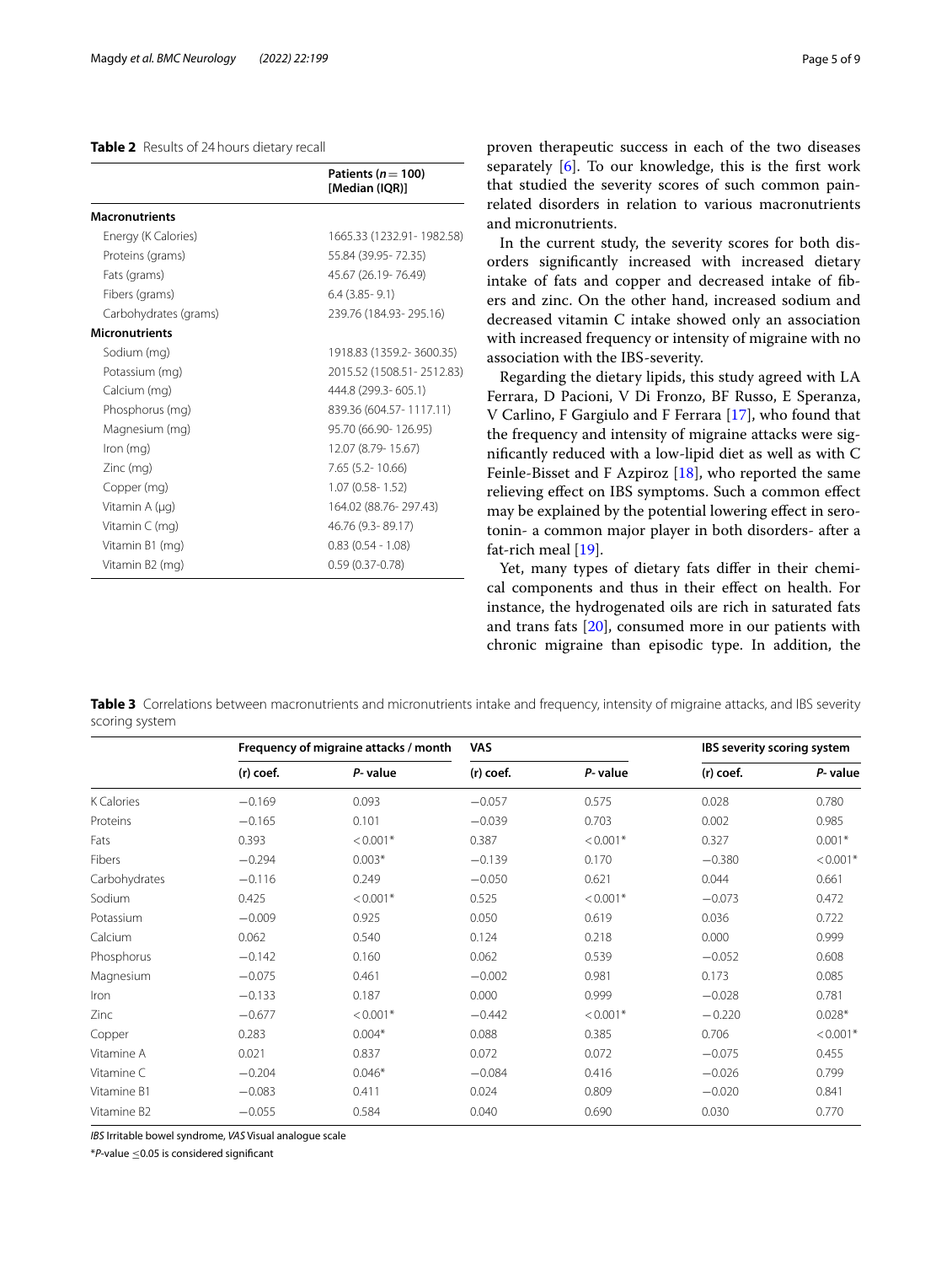**Table 2** Results of 24 hours dietary recall

| | Patients ($n = 100$) [Median (IQR)] |
|---|---|
| **Macronutrients** | |
| Energy (K Calories) | 1665.33 (1232.91- 1982.58) |
| Proteins (grams) | 55.84 (39.95- 72.35) |
| Fats (grams) | 45.67 (26.19- 76.49) |
| Fibers (grams) | 6.4 (3.85- 9.1) |
| Carbohydrates (grams) | 239.76 (184.93- 295.16) |
| **Micronutrients** | |
| Sodium (mg) | 1918.83 (1359.2- 3600.35) |
| Potassium (mg) | 2015.52 (1508.51- 2512.83) |
| Calcium (mg) | 444.8 (299.3- 605.1) |
| Phosphorus (mg) | 839.36 (604.57- 1117.11) |
| Magnesium (mg) | 95.70 (66.90- 126.95) |
| Iron (mg) | 12.07 (8.79- 15.67) |
| Zinc (mg) | 7.65 (5.2- 10.66) |
| Copper (mg) | 1.07 (0.58- 1.52) |
| Vitamin A (µg) | 164.02 (88.76- 297.43) |
| Vitamin C (mg) | 46.76 (9.3- 89.17) |
| Vitamin B1 (mg) | 0.83 (0.54 - 1.08) |
| Vitamin B2 (mg) | 0.59 (0.37-0.78) |

proven therapeutic success in each of the two diseases separately [6]. To our knowledge, this is the first work that studied the severity scores of such common pain-related disorders in relation to various macronutrients and micronutrients.

In the current study, the severity scores for both disorders significantly increased with increased dietary intake of fats and copper and decreased intake of fibers and zinc. On the other hand, increased sodium and decreased vitamin C intake showed only an association with increased frequency or intensity of migraine with no association with the IBS-severity.

Regarding the dietary lipids, this study agreed with LA Ferrara, D Pacioni, V Di Fronzo, BF Russo, E Speranza, V Carlino, F Gargiulo and F Ferrara [17], who found that the frequency and intensity of migraine attacks were significantly reduced with a low-lipid diet as well as with C Feinle-Bisset and F Azpiroz [18], who reported the same relieving effect on IBS symptoms. Such a common effect may be explained by the potential lowering effect in serotonin- a common major player in both disorders- after a fat-rich meal [19].

Yet, many types of dietary fats differ in their chemical components and thus in their effect on health. For instance, the hydrogenated oils are rich in saturated fats and trans fats [20], consumed more in our patients with chronic migraine than episodic type. In addition, the

**Table 3** Correlations between macronutrients and micronutrients intake and frequency, intensity of migraine attacks, and IBS severity scoring system

| | Frequency of migraine attacks / month | | VAS | | IBS severity scoring system | |
|---|---|---|---|---|---|---|
| | (r) coef. | P- value | (r) coef. | P- value | (r) coef. | P- value |
| K Calories | −0.169 | 0.093 | −0.057 | 0.575 | 0.028 | 0.780 |
| Proteins | −0.165 | 0.101 | −0.039 | 0.703 | 0.002 | 0.985 |
| Fats | 0.393 | < 0.001* | 0.387 | < 0.001* | 0.327 | 0.001* |
| Fibers | −0.294 | 0.003* | −0.139 | 0.170 | −0.380 | < 0.001* |
| Carbohydrates | −0.116 | 0.249 | −0.050 | 0.621 | 0.044 | 0.661 |
| Sodium | 0.425 | < 0.001* | 0.525 | < 0.001* | −0.073 | 0.472 |
| Potassium | −0.009 | 0.925 | 0.050 | 0.619 | 0.036 | 0.722 |
| Calcium | 0.062 | 0.540 | 0.124 | 0.218 | 0.000 | 0.999 |
| Phosphorus | −0.142 | 0.160 | 0.062 | 0.539 | −0.052 | 0.608 |
| Magnesium | −0.075 | 0.461 | −0.002 | 0.981 | 0.173 | 0.085 |
| Iron | −0.133 | 0.187 | 0.000 | 0.999 | −0.028 | 0.781 |
| Zinc | −0.677 | < 0.001* | −0.442 | < 0.001* | −0.220 | 0.028* |
| Copper | 0.283 | 0.004* | 0.088 | 0.385 | 0.706 | < 0.001* |
| Vitamine A | 0.021 | 0.837 | 0.072 | 0.072 | −0.075 | 0.455 |
| Vitamine C | −0.204 | 0.046* | −0.084 | 0.416 | −0.026 | 0.799 |
| Vitamine B1 | −0.083 | 0.411 | 0.024 | 0.809 | −0.020 | 0.841 |
| Vitamine B2 | −0.055 | 0.584 | 0.040 | 0.690 | 0.030 | 0.770 |

*IBS* Irritable bowel syndrome, *VAS* Visual analogue scale

\**P*-value ≤0.05 is considered significant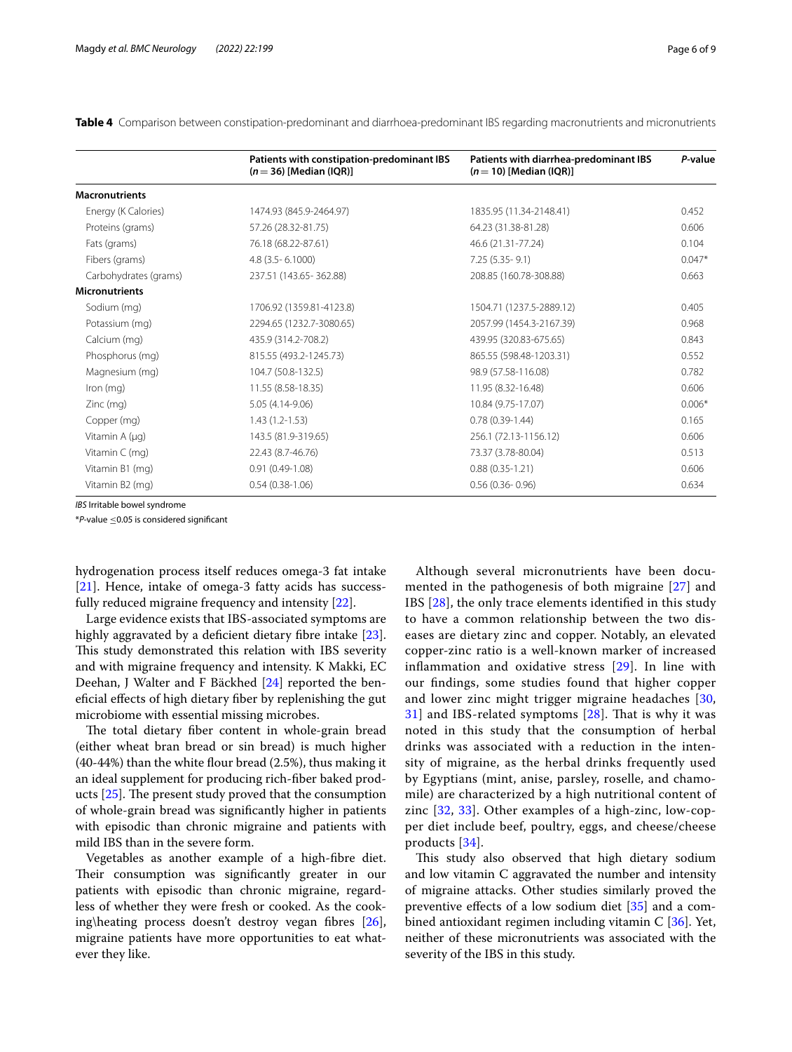**Table 4** Comparison between constipation-predominant and diarrhoea-predominant IBS regarding macronutrients and micronutrients

| | Patients with constipation-predominant IBS ($n = 36$) [Median (IQR)] | Patients with diarrhea-predominant IBS ($n = 10$) [Median (IQR)] | *P*-value |
|---|---|---|---|
| **Macronutrients** | | | |
| Energy (K Calories) | 1474.93 (845.9-2464.97) | 1835.95 (11.34-2148.41) | 0.452 |
| Proteins (grams) | 57.26 (28.32-81.75) | 64.23 (31.38-81.28) | 0.606 |
| Fats (grams) | 76.18 (68.22-87.61) | 46.6 (21.31-77.24) | 0.104 |
| Fibers (grams) | 4.8 (3.5- 6.1000) | 7.25 (5.35- 9.1) | 0.047* |
| Carbohydrates (grams) | 237.51 (143.65- 362.88) | 208.85 (160.78-308.88) | 0.663 |
| **Micronutrients** | | | |
| Sodium (mg) | 1706.92 (1359.81-4123.8) | 1504.71 (1237.5-2889.12) | 0.405 |
| Potassium (mg) | 2294.65 (1232.7-3080.65) | 2057.99 (1454.3-2167.39) | 0.968 |
| Calcium (mg) | 435.9 (314.2-708.2) | 439.95 (320.83-675.65) | 0.843 |
| Phosphorus (mg) | 815.55 (493.2-1245.73) | 865.55 (598.48-1203.31) | 0.552 |
| Magnesium (mg) | 104.7 (50.8-132.5) | 98.9 (57.58-116.08) | 0.782 |
| Iron (mg) | 11.55 (8.58-18.35) | 11.95 (8.32-16.48) | 0.606 |
| Zinc (mg) | 5.05 (4.14-9.06) | 10.84 (9.75-17.07) | 0.006* |
| Copper (mg) | 1.43 (1.2-1.53) | 0.78 (0.39-1.44) | 0.165 |
| Vitamin A (μg) | 143.5 (81.9-319.65) | 256.1 (72.13-1156.12) | 0.606 |
| Vitamin C (mg) | 22.43 (8.7-46.76) | 73.37 (3.78-80.04) | 0.513 |
| Vitamin B1 (mg) | 0.91 (0.49-1.08) | 0.88 (0.35-1.21) | 0.606 |
| Vitamin B2 (mg) | 0.54 (0.38-1.06) | 0.56 (0.36- 0.96) | 0.634 |

*IBS* Irritable bowel syndrome

\*$P$-value $\leq 0.05$ is considered significant

hydrogenation process itself reduces omega-3 fat intake [21]. Hence, intake of omega-3 fatty acids has successfully reduced migraine frequency and intensity [22].

Large evidence exists that IBS-associated symptoms are highly aggravated by a deficient dietary fibre intake [23]. This study demonstrated this relation with IBS severity and with migraine frequency and intensity. K Makki, EC Deehan, J Walter and F Bäckhed [24] reported the beneficial effects of high dietary fiber by replenishing the gut microbiome with essential missing microbes.

The total dietary fiber content in whole-grain bread (either wheat bran bread or sin bread) is much higher (40-44%) than the white flour bread (2.5%), thus making it an ideal supplement for producing rich-fiber baked products [25]. The present study proved that the consumption of whole-grain bread was significantly higher in patients with episodic than chronic migraine and patients with mild IBS than in the severe form.

Vegetables as another example of a high-fibre diet. Their consumption was significantly greater in our patients with episodic than chronic migraine, regardless of whether they were fresh or cooked. As the cooking\heating process doesn't destroy vegan fibres [26], migraine patients have more opportunities to eat whatever they like.

Although several micronutrients have been documented in the pathogenesis of both migraine [27] and IBS [28], the only trace elements identified in this study to have a common relationship between the two diseases are dietary zinc and copper. Notably, an elevated copper-zinc ratio is a well-known marker of increased inflammation and oxidative stress [29]. In line with our findings, some studies found that higher copper and lower zinc might trigger migraine headaches [30, 31] and IBS-related symptoms [28]. That is why it was noted in this study that the consumption of herbal drinks was associated with a reduction in the intensity of migraine, as the herbal drinks frequently used by Egyptians (mint, anise, parsley, roselle, and chamomile) are characterized by a high nutritional content of zinc [32, 33]. Other examples of a high-zinc, low-copper diet include beef, poultry, eggs, and cheese/cheese products [34].

This study also observed that high dietary sodium and low vitamin C aggravated the number and intensity of migraine attacks. Other studies similarly proved the preventive effects of a low sodium diet [35] and a combined antioxidant regimen including vitamin C [36]. Yet, neither of these micronutrients was associated with the severity of the IBS in this study.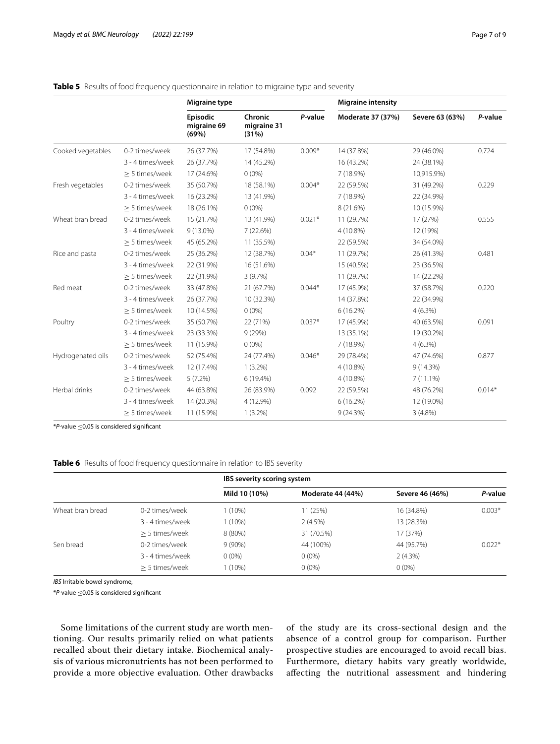**Table 5** Results of food frequency questionnaire in relation to migraine type and severity

| | | Migraine type | | | Migraine intensity | | |
|---|---|---|---|---|---|---|---|
| | | Episodic migraine 69 (69%) | Chronic migraine 31 (31%) | *P*-value | Moderate 37 (37%) | Severe 63 (63%) | *P*-value |
| Cooked vegetables | 0-2 times/week | 26 (37.7%) | 17 (54.8%) | 0.009* | 14 (37.8%) | 29 (46.0%) | 0.724 |
| | 3 - 4 times/week | 26 (37.7%) | 14 (45.2%) | | 16 (43.2%) | 24 (38.1%) | |
| | ≥ 5 times/week | 17 (24.6%) | 0 (0%) | | 7 (18.9%) | 10,915.9%) | |
| Fresh vegetables | 0-2 times/week | 35 (50.7%) | 18 (58.1%) | 0.004* | 22 (59.5%) | 31 (49.2%) | 0.229 |
| | 3 - 4 times/week | 16 (23.2%) | 13 (41.9%) | | 7 (18.9%) | 22 (34.9%) | |
| | ≥ 5 times/week | 18 (26.1%) | 0 (0%) | | 8 (21.6%) | 10 (15.9%) | |
| Wheat bran bread | 0-2 times/week | 15 (21.7%) | 13 (41.9%) | 0.021* | 11 (29.7%) | 17 (27%) | 0.555 |
| | 3 - 4 times/week | 9 (13.0%) | 7 (22.6%) | | 4 (10.8%) | 12 (19%) | |
| | ≥ 5 times/week | 45 (65.2%) | 11 (35.5%) | | 22 (59.5%) | 34 (54.0%) | |
| Rice and pasta | 0-2 times/week | 25 (36.2%) | 12 (38.7%) | 0.04* | 11 (29.7%) | 26 (41.3%) | 0.481 |
| | 3 - 4 times/week | 22 (31.9%) | 16 (51.6%) | | 15 (40.5%) | 23 (36.5%) | |
| | ≥ 5 times/week | 22 (31.9%) | 3 (9.7%) | | 11 (29.7%) | 14 (22.2%) | |
| Red meat | 0-2 times/week | 33 (47.8%) | 21 (67.7%) | 0.044* | 17 (45.9%) | 37 (58.7%) | 0.220 |
| | 3 - 4 times/week | 26 (37.7%) | 10 (32.3%) | | 14 (37.8%) | 22 (34.9%) | |
| | ≥ 5 times/week | 10 (14.5%) | 0 (0%) | | 6 (16.2%) | 4 (6.3%) | |
| Poultry | 0-2 times/week | 35 (50.7%) | 22 (71%) | 0.037* | 17 (45.9%) | 40 (63.5%) | 0.091 |
| | 3 - 4 times/week | 23 (33.3%) | 9 (29%) | | 13 (35.1%) | 19 (30.2%) | |
| | ≥ 5 times/week | 11 (15.9%) | 0 (0%) | | 7 (18.9%) | 4 (6.3%) | |
| Hydrogenated oils | 0-2 times/week | 52 (75.4%) | 24 (77.4%) | 0.046* | 29 (78.4%) | 47 (74.6%) | 0.877 |
| | 3 - 4 times/week | 12 (17.4%) | 1 (3.2%) | | 4 (10.8%) | 9 (14.3%) | |
| | ≥ 5 times/week | 5 (7.2%) | 6 (19.4%) | | 4 (10.8%) | 7 (11.1%) | |
| Herbal drinks | 0-2 times/week | 44 (63.8%) | 26 (83.9%) | 0.092 | 22 (59.5%) | 48 (76.2%) | 0.014* |
| | 3 - 4 times/week | 14 (20.3%) | 4 (12.9%) | | 6 (16.2%) | 12 (19.0%) | |
| | ≥ 5 times/week | 11 (15.9%) | 1 (3.2%) | | 9 (24.3%) | 3 (4.8%) | |

\**P*-value ≤0.05 is considered significant

**Table 6** Results of food frequency questionnaire in relation to IBS severity

| | | IBS severity scoring system | | | |
|---|---|---|---|---|---|
| | | Mild 10 (10%) | Moderate 44 (44%) | Severe 46 (46%) | *P*-value |
| Wheat bran bread | 0-2 times/week | 1 (10%) | 11 (25%) | 16 (34.8%) | 0.003* |
| | 3 - 4 times/week | 1 (10%) | 2 (4.5%) | 13 (28.3%) | |
| | ≥ 5 times/week | 8 (80%) | 31 (70.5%) | 17 (37%) | |
| Sen bread | 0-2 times/week | 9 (90%) | 44 (100%) | 44 (95.7%) | 0.022* |
| | 3 - 4 times/week | 0 (0%) | 0 (0%) | 2 (4.3%) | |
| | ≥ 5 times/week | 1 (10%) | 0 (0%) | 0 (0%) | |

*IBS* Irritable bowel syndrome,

\**P*-value ≤0.05 is considered significant

Some limitations of the current study are worth mentioning. Our results primarily relied on what patients recalled about their dietary intake. Biochemical analysis of various micronutrients has not been performed to provide a more objective evaluation. Other drawbacks of the study are its cross-sectional design and the absence of a control group for comparison. Further prospective studies are encouraged to avoid recall bias. Furthermore, dietary habits vary greatly worldwide, affecting the nutritional assessment and hindering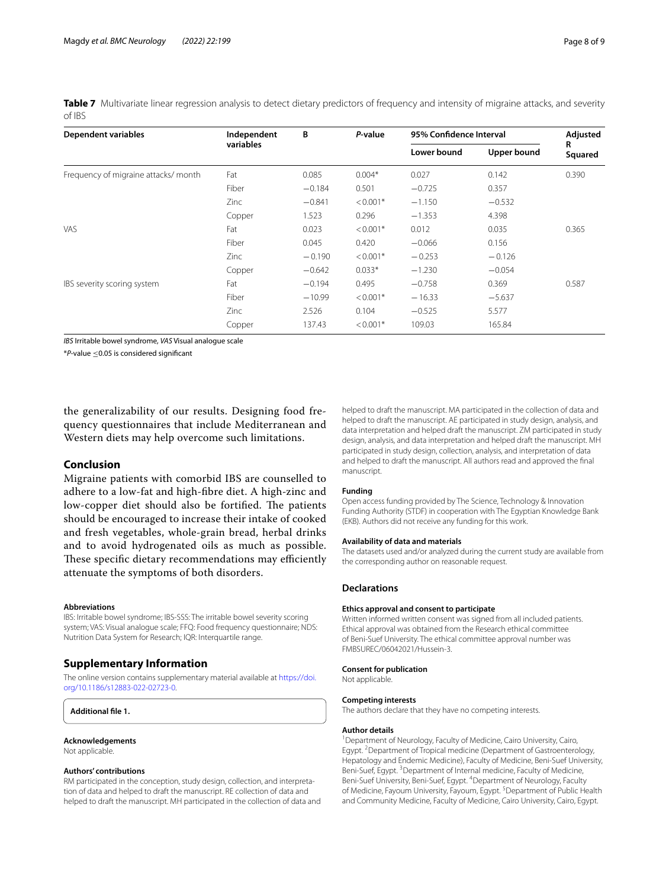**Table 7** Multivariate linear regression analysis to detect dietary predictors of frequency and intensity of migraine attacks, and severity of IBS

| Dependent variables | Independent variables | B | *P*-value | 95% Confidence Interval | | Adjusted R Squared |
|---|---|---|---|---|---|---|
| | | | | Lower bound | Upper bound | |
| Frequency of migraine attacks/ month | Fat | 0.085 | 0.004* | 0.027 | 0.142 | 0.390 |
| | Fiber | −0.184 | 0.501 | −0.725 | 0.357 | |
| | Zinc | −0.841 | < 0.001* | −1.150 | −0.532 | |
| | Copper | 1.523 | 0.296 | −1.353 | 4.398 | |
| VAS | Fat | 0.023 | < 0.001* | 0.012 | 0.035 | 0.365 |
| | Fiber | 0.045 | 0.420 | −0.066 | 0.156 | |
| | Zinc | − 0.190 | < 0.001* | − 0.253 | − 0.126 | |
| | Copper | −0.642 | 0.033* | −1.230 | −0.054 | |
| IBS severity scoring system | Fat | −0.194 | 0.495 | −0.758 | 0.369 | 0.587 |
| | Fiber | −10.99 | < 0.001* | − 16.33 | −5.637 | |
| | Zinc | 2.526 | 0.104 | −0.525 | 5.577 | |
| | Copper | 137.43 | < 0.001* | 109.03 | 165.84 | |

*IBS* Irritable bowel syndrome, *VAS* Visual analogue scale

\**P*-value ≤0.05 is considered significant

the generalizability of our results. Designing food frequency questionnaires that include Mediterranean and Western diets may help overcome such limitations.

## Conclusion

Migraine patients with comorbid IBS are counselled to adhere to a low-fat and high-fibre diet. A high-zinc and low-copper diet should also be fortified. The patients should be encouraged to increase their intake of cooked and fresh vegetables, whole-grain bread, herbal drinks and to avoid hydrogenated oils as much as possible. These specific dietary recommendations may efficiently attenuate the symptoms of both disorders.

#### Abbreviations

IBS: Irritable bowel syndrome; IBS-SSS: The irritable bowel severity scoring system; VAS: Visual analogue scale; FFQ: Food frequency questionnaire; NDS: Nutrition Data System for Research; IQR: Interquartile range.

## Supplementary Information

The online version contains supplementary material available at https://doi.org/10.1186/s12883-022-02723-0.

**Additional file 1.**

#### Acknowledgements

Not applicable.

#### Authors' contributions

RM participated in the conception, study design, collection, and interpretation of data and helped to draft the manuscript. RE collection of data and helped to draft the manuscript. MH participated in the collection of data and helped to draft the manuscript. MA participated in the collection of data and helped to draft the manuscript. AE participated in study design, analysis, and data interpretation and helped draft the manuscript. ZM participated in study design, analysis, and data interpretation and helped draft the manuscript. MH participated in study design, collection, analysis, and interpretation of data and helped to draft the manuscript. All authors read and approved the final manuscript.

#### Funding

Open access funding provided by The Science, Technology & Innovation Funding Authority (STDF) in cooperation with The Egyptian Knowledge Bank (EKB). Authors did not receive any funding for this work.

#### Availability of data and materials

The datasets used and/or analyzed during the current study are available from the corresponding author on reasonable request.

### Declarations

#### Ethics approval and consent to participate

Written informed written consent was signed from all included patients. Ethical approval was obtained from the Research ethical committee of Beni-Suef University. The ethical committee approval number was FMBSUREC/06042021/Hussein-3.

#### Consent for publication

Not applicable.

#### Competing interests

The authors declare that they have no competing interests.

#### Author details

[1]Department of Neurology, Faculty of Medicine, Cairo University, Cairo, Egypt. [2]Department of Tropical medicine (Department of Gastroenterology, Hepatology and Endemic Medicine), Faculty of Medicine, Beni-Suef University, Beni-Suef, Egypt. [3]Department of Internal medicine, Faculty of Medicine, Beni-Suef University, Beni-Suef, Egypt. [4]Department of Neurology, Faculty of Medicine, Fayoum University, Fayoum, Egypt. [5]Department of Public Health and Community Medicine, Faculty of Medicine, Cairo University, Cairo, Egypt.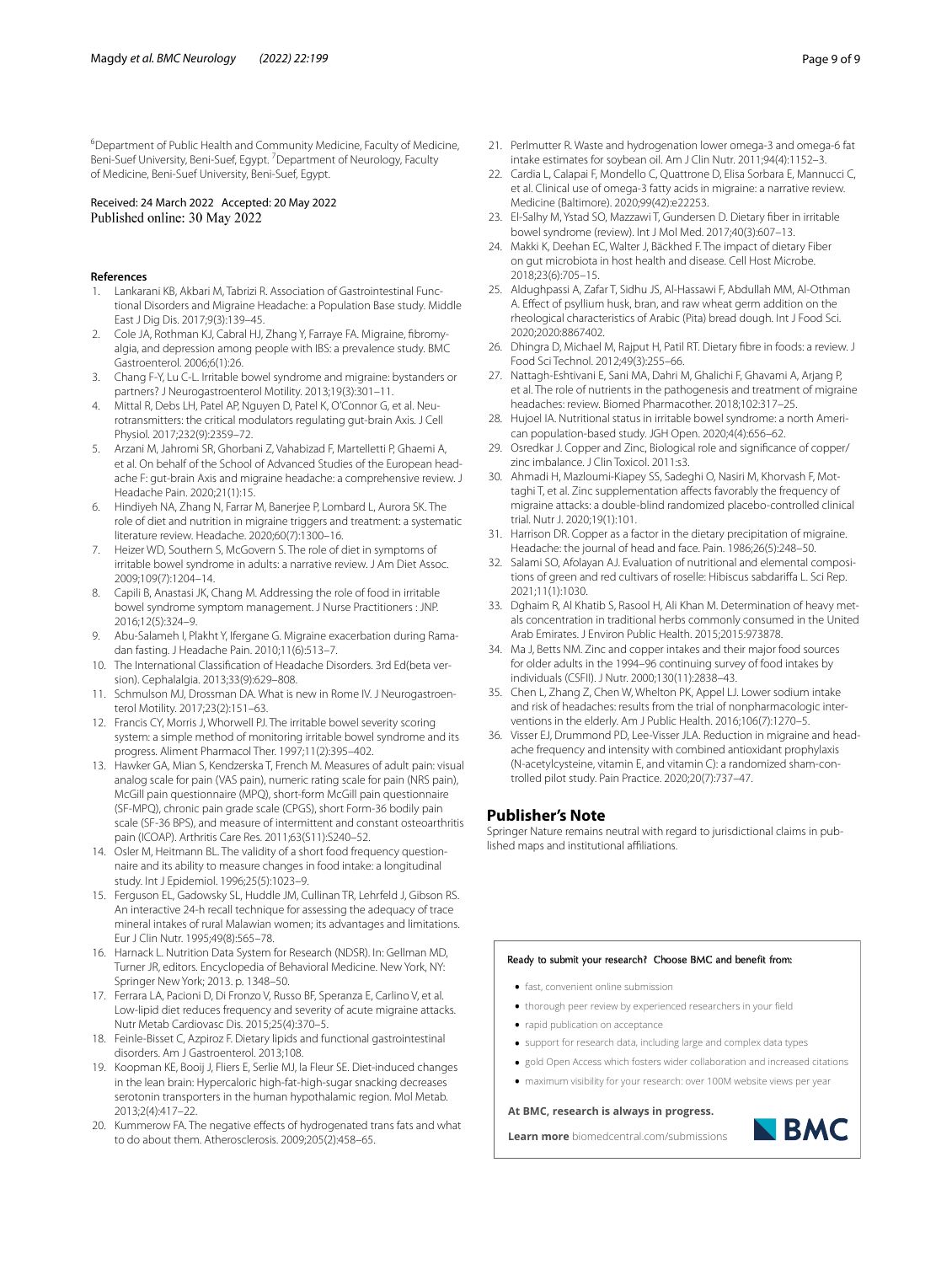[6]Department of Public Health and Community Medicine, Faculty of Medicine, Beni-Suef University, Beni-Suef, Egypt. [7]Department of Neurology, Faculty of Medicine, Beni-Suef University, Beni-Suef, Egypt.

Received: 24 March 2022 Accepted: 20 May 2022
Published online: 30 May 2022

## References

1. Lankarani KB, Akbari M, Tabrizi R. Association of Gastrointestinal Functional Disorders and Migraine Headache: a Population Base study. Middle East J Dig Dis. 2017;9(3):139–45.
2. Cole JA, Rothman KJ, Cabral HJ, Zhang Y, Farraye FA. Migraine, fibromyalgia, and depression among people with IBS: a prevalence study. BMC Gastroenterol. 2006;6(1):26.
3. Chang F-Y, Lu C-L. Irritable bowel syndrome and migraine: bystanders or partners? J Neurogastroenterol Motility. 2013;19(3):301–11.
4. Mittal R, Debs LH, Patel AP, Nguyen D, Patel K, O'Connor G, et al. Neurotransmitters: the critical modulators regulating gut-brain Axis. J Cell Physiol. 2017;232(9):2359–72.
5. Arzani M, Jahromi SR, Ghorbani Z, Vahabizad F, Martelletti P, Ghaemi A, et al. On behalf of the School of Advanced Studies of the European headache F: gut-brain Axis and migraine headache: a comprehensive review. J Headache Pain. 2020;21(1):15.
6. Hindiyeh NA, Zhang N, Farrar M, Banerjee P, Lombard L, Aurora SK. The role of diet and nutrition in migraine triggers and treatment: a systematic literature review. Headache. 2020;60(7):1300–16.
7. Heizer WD, Southern S, McGovern S. The role of diet in symptoms of irritable bowel syndrome in adults: a narrative review. J Am Diet Assoc. 2009;109(7):1204–14.
8. Capili B, Anastasi JK, Chang M. Addressing the role of food in irritable bowel syndrome symptom management. J Nurse Practitioners : JNP. 2016;12(5):324–9.
9. Abu-Salameh I, Plakht Y, Ifergane G. Migraine exacerbation during Ramadan fasting. J Headache Pain. 2010;11(6):513–7.
10. The International Classification of Headache Disorders. 3rd Ed(beta version). Cephalalgia. 2013;33(9):629–808.
11. Schmulson MJ, Drossman DA. What is new in Rome IV. J Neurogastroenterol Motility. 2017;23(2):151–63.
12. Francis CY, Morris J, Whorwell PJ. The irritable bowel severity scoring system: a simple method of monitoring irritable bowel syndrome and its progress. Aliment Pharmacol Ther. 1997;11(2):395–402.
13. Hawker GA, Mian S, Kendzerska T, French M. Measures of adult pain: visual analog scale for pain (VAS pain), numeric rating scale for pain (NRS pain), McGill pain questionnaire (MPQ), short-form McGill pain questionnaire (SF-MPQ), chronic pain grade scale (CPGS), short Form-36 bodily pain scale (SF-36 BPS), and measure of intermittent and constant osteoarthritis pain (ICOAP). Arthritis Care Res. 2011;63(S11):S240–52.
14. Osler M, Heitmann BL. The validity of a short food frequency questionnaire and its ability to measure changes in food intake: a longitudinal study. Int J Epidemiol. 1996;25(5):1023–9.
15. Ferguson EL, Gadowsky SL, Huddle JM, Cullinan TR, Lehrfeld J, Gibson RS. An interactive 24-h recall technique for assessing the adequacy of trace mineral intakes of rural Malawian women; its advantages and limitations. Eur J Clin Nutr. 1995;49(8):565–78.
16. Harnack L. Nutrition Data System for Research (NDSR). In: Gellman MD, Turner JR, editors. Encyclopedia of Behavioral Medicine. New York, NY: Springer New York; 2013. p. 1348–50.
17. Ferrara LA, Pacioni D, Di Fronzo V, Russo BF, Speranza E, Carlino V, et al. Low-lipid diet reduces frequency and severity of acute migraine attacks. Nutr Metab Cardiovasc Dis. 2015;25(4):370–5.
18. Feinle-Bisset C, Azpiroz F. Dietary lipids and functional gastrointestinal disorders. Am J Gastroenterol. 2013;108.
19. Koopman KE, Booij J, Fliers E, Serlie MJ, la Fleur SE. Diet-induced changes in the lean brain: Hypercaloric high-fat-high-sugar snacking decreases serotonin transporters in the human hypothalamic region. Mol Metab. 2013;2(4):417–22.
20. Kummerow FA. The negative effects of hydrogenated trans fats and what to do about them. Atherosclerosis. 2009;205(2):458–65.
21. Perlmutter R. Waste and hydrogenation lower omega-3 and omega-6 fat intake estimates for soybean oil. Am J Clin Nutr. 2011;94(4):1152–3.
22. Cardia L, Calapai F, Mondello C, Quattrone D, Elisa Sorbara E, Mannucci C, et al. Clinical use of omega-3 fatty acids in migraine: a narrative review. Medicine (Baltimore). 2020;99(42):e22253.
23. El-Salhy M, Ystad SO, Mazzawi T, Gundersen D. Dietary fiber in irritable bowel syndrome (review). Int J Mol Med. 2017;40(3):607–13.
24. Makki K, Deehan EC, Walter J, Bäckhed F. The impact of dietary Fiber on gut microbiota in host health and disease. Cell Host Microbe. 2018;23(6):705–15.
25. Aldughpassi A, Zafar T, Sidhu JS, Al-Hassawi F, Abdullah MM, Al-Othman A. Effect of psyllium husk, bran, and raw wheat germ addition on the rheological characteristics of Arabic (Pita) bread dough. Int J Food Sci. 2020;2020:8867402.
26. Dhingra D, Michael M, Rajput H, Patil RT. Dietary fibre in foods: a review. J Food Sci Technol. 2012;49(3):255–66.
27. Nattagh-Eshtivani E, Sani MA, Dahri M, Ghalichi F, Ghavami A, Arjang P, et al. The role of nutrients in the pathogenesis and treatment of migraine headaches: review. Biomed Pharmacother. 2018;102:317–25.
28. Hujoel IA. Nutritional status in irritable bowel syndrome: a north American population-based study. JGH Open. 2020;4(4):656–62.
29. Osredkar J. Copper and Zinc, Biological role and significance of copper/zinc imbalance. J Clin Toxicol. 2011;s3.
30. Ahmadi H, Mazloumi-Kiapey SS, Sadeghi O, Nasiri M, Khorvash F, Mottaghi T, et al. Zinc supplementation affects favorably the frequency of migraine attacks: a double-blind randomized placebo-controlled clinical trial. Nutr J. 2020;19(1):101.
31. Harrison DR. Copper as a factor in the dietary precipitation of migraine. Headache: the journal of head and face. Pain. 1986;26(5):248–50.
32. Salami SO, Afolayan AJ. Evaluation of nutritional and elemental compositions of green and red cultivars of roselle: Hibiscus sabdariffa L. Sci Rep. 2021;11(1):1030.
33. Dghaim R, Al Khatib S, Rasool H, Ali Khan M. Determination of heavy metals concentration in traditional herbs commonly consumed in the United Arab Emirates. J Environ Public Health. 2015;2015:973878.
34. Ma J, Betts NM. Zinc and copper intakes and their major food sources for older adults in the 1994–96 continuing survey of food intakes by individuals (CSFII). J Nutr. 2000;130(11):2838–43.
35. Chen L, Zhang Z, Chen W, Whelton PK, Appel LJ. Lower sodium intake and risk of headaches: results from the trial of nonpharmacologic interventions in the elderly. Am J Public Health. 2016;106(7):1270–5.
36. Visser EJ, Drummond PD, Lee-Visser JLA. Reduction in migraine and headache frequency and intensity with combined antioxidant prophylaxis (N-acetylcysteine, vitamin E, and vitamin C): a randomized sham-controlled pilot study. Pain Practice. 2020;20(7):737–47.

## Publisher's Note

Springer Nature remains neutral with regard to jurisdictional claims in published maps and institutional affiliations.

Ready to submit your research? Choose BMC and benefit from:

- fast, convenient online submission
- thorough peer review by experienced researchers in your field
- rapid publication on acceptance
- support for research data, including large and complex data types
- gold Open Access which fosters wider collaboration and increased citations
- maximum visibility for your research: over 100M website views per year

**At BMC, research is always in progress.**

**Learn more** biomedcentral.com/submissions

BMC